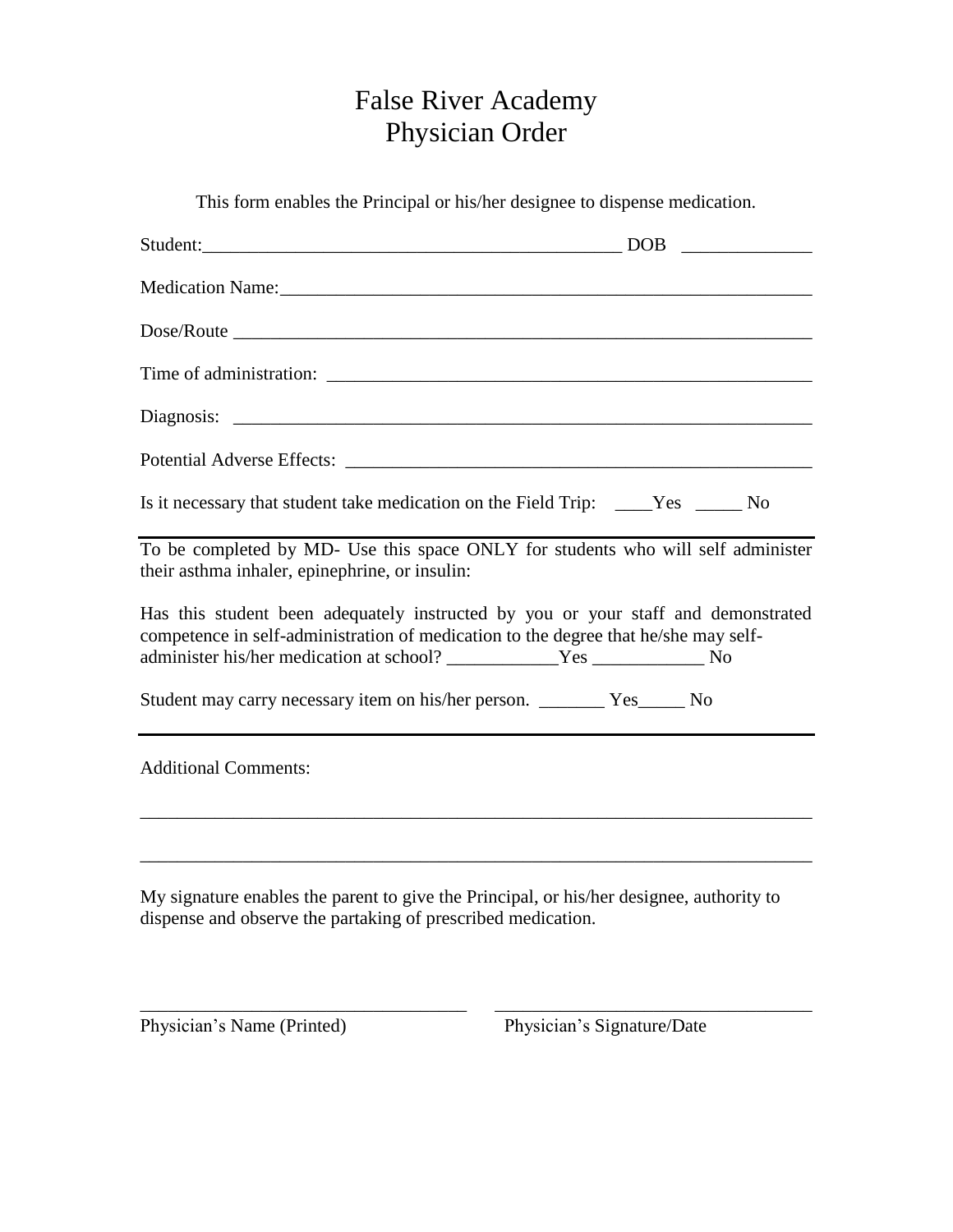# False River Academy
# Physician Order

This form enables the Principal or his/her designee to dispense medication.

Student:_______________________________________________ DOB ______________

Medication Name:___________________________________________________________

Dose/Route _______________________________________________________________

Time of administration: _____________________________________________________

Diagnosis: ________________________________________________________________

Potential Adverse Effects: ___________________________________________________

Is it necessary that student take medication on the Field Trip: ____Yes _____ No

---

To be completed by MD- Use this space ONLY for students who will self administer their asthma inhaler, epinephrine, or insulin:

Has this student been adequately instructed by you or your staff and demonstrated competence in self-administration of medication to the degree that he/she may self-administer his/her medication at school? ____________Yes ____________ No

Student may carry necessary item on his/her person. _______ Yes_____ No

---

Additional Comments:

___________________________________________________________________________

___________________________________________________________________________

My signature enables the parent to give the Principal, or his/her designee, authority to dispense and observe the partaking of prescribed medication.

___________________________________ ___________________________________

Physician's Name (Printed) Physician's Signature/Date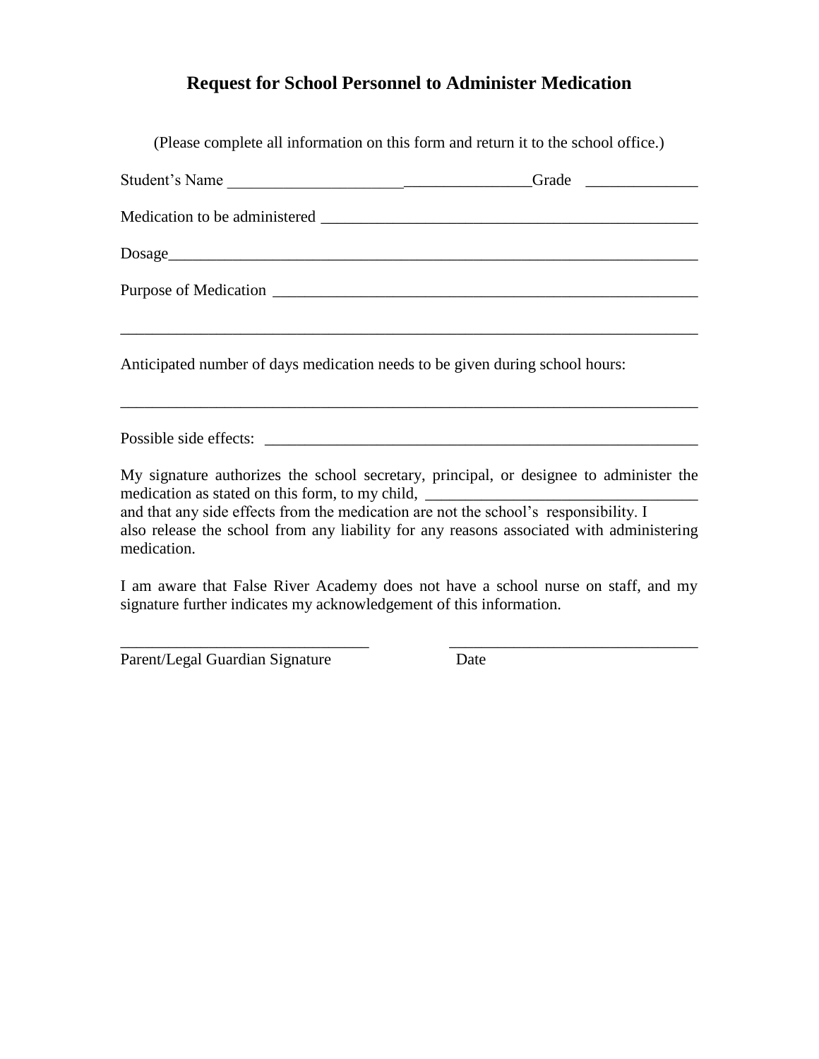# Request for School Personnel to Administer Medication

(Please complete all information on this form and return it to the school office.)

Student's Name ______________________________________ Grade ______________

Medication to be administered ________________________________________________

Dosage______________________________________________________________________

Purpose of Medication ______________________________________________________

____________________________________________________________________________

Anticipated number of days medication needs to be given during school hours:

____________________________________________________________________________

Possible side effects: ______________________________________________________

My signature authorizes the school secretary, principal, or designee to administer the medication as stated on this form, to my child, __________________________________ and that any side effects from the medication are not the school's responsibility. I also release the school from any liability for any reasons associated with administering medication.

I am aware that False River Academy does not have a school nurse on staff, and my signature further indicates my acknowledgement of this information.

_______________________________ _______________________________

Parent/Legal Guardian Signature Date